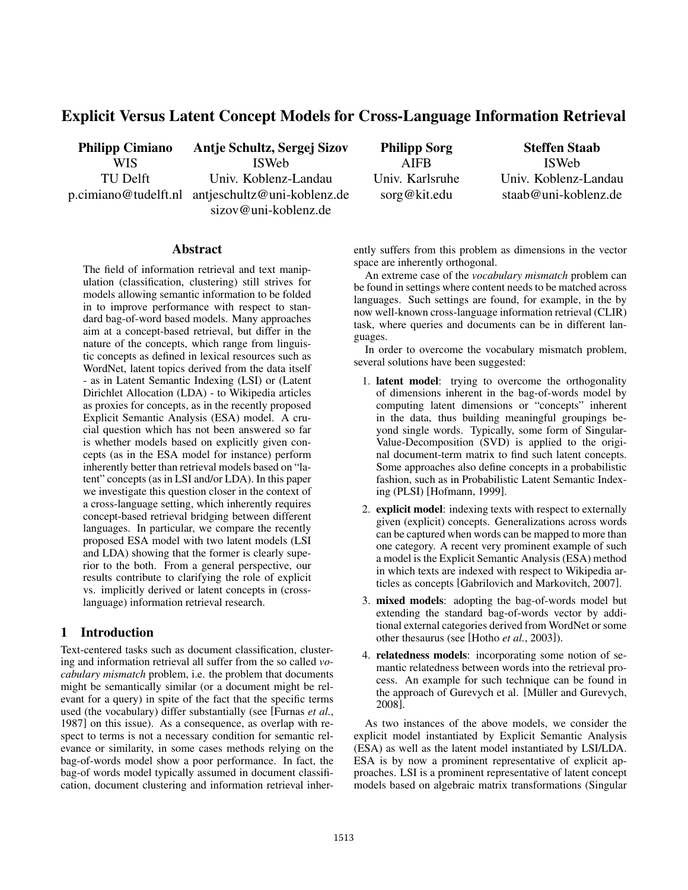# Explicit Versus Latent Concept Models for Cross-Language Information Retrieval

**Philipp Cimiano**
WIS
TU Delft
p.cimiano@tudelft.nl

**Antje Schultz, Sergej Sizov**
ISWeb
Univ. Koblenz-Landau
antjeschultz@uni-koblenz.de
sizov@uni-koblenz.de

**Philipp Sorg**
AIFB
Univ. Karlsruhe
sorg@kit.edu

**Steffen Staab**
ISWeb
Univ. Koblenz-Landau
staab@uni-koblenz.de

## Abstract

The field of information retrieval and text manipulation (classification, clustering) still strives for models allowing semantic information to be folded in to improve performance with respect to standard bag-of-word based models. Many approaches aim at a concept-based retrieval, but differ in the nature of the concepts, which range from linguistic concepts as defined in lexical resources such as WordNet, latent topics derived from the data itself - as in Latent Semantic Indexing (LSI) or (Latent Dirichlet Allocation (LDA) - to Wikipedia articles as proxies for concepts, as in the recently proposed Explicit Semantic Analysis (ESA) model. A crucial question which has not been answered so far is whether models based on explicitly given concepts (as in the ESA model for instance) perform inherently better than retrieval models based on "latent" concepts (as in LSI and/or LDA). In this paper we investigate this question closer in the context of a cross-language setting, which inherently requires concept-based retrieval bridging between different languages. In particular, we compare the recently proposed ESA model with two latent models (LSI and LDA) showing that the former is clearly superior to the both. From a general perspective, our results contribute to clarifying the role of explicit vs. implicitly derived or latent concepts in (cross-language) information retrieval research.

## 1 Introduction

Text-centered tasks such as document classification, clustering and information retrieval all suffer from the so called *vocabulary mismatch* problem, i.e. the problem that documents might be semantically similar (or a document might be relevant for a query) in spite of the fact that the specific terms used (the vocabulary) differ substantially (see [Furnas *et al.*, 1987] on this issue). As a consequence, as overlap with respect to terms is not a necessary condition for semantic relevance or similarity, in some cases methods relying on the bag-of-words model show a poor performance. In fact, the bag-of words model typically assumed in document classification, document clustering and information retrieval inherently suffers from this problem as dimensions in the vector space are inherently orthogonal.

An extreme case of the *vocabulary mismatch* problem can be found in settings where content needs to be matched across languages. Such settings are found, for example, in the by now well-known cross-language information retrieval (CLIR) task, where queries and documents can be in different languages.

In order to overcome the vocabulary mismatch problem, several solutions have been suggested:

1. **latent model**: trying to overcome the orthogonality of dimensions inherent in the bag-of-words model by computing latent dimensions or "concepts" inherent in the data, thus building meaningful groupings beyond single words. Typically, some form of Singular-Value-Decomposition (SVD) is applied to the original document-term matrix to find such latent concepts. Some approaches also define concepts in a probabilistic fashion, such as in Probabilistic Latent Semantic Indexing (PLSI) [Hofmann, 1999].
2. **explicit model**: indexing texts with respect to externally given (explicit) concepts. Generalizations across words can be captured when words can be mapped to more than one category. A recent very prominent example of such a model is the Explicit Semantic Analysis (ESA) method in which texts are indexed with respect to Wikipedia articles as concepts [Gabrilovich and Markovitch, 2007].
3. **mixed models**: adopting the bag-of-words model but extending the standard bag-of-words vector by additional external categories derived from WordNet or some other thesaurus (see [Hotho *et al.*, 2003]).
4. **relatedness models**: incorporating some notion of semantic relatedness between words into the retrieval process. An example for such technique can be found in the approach of Gurevych et al. [Müller and Gurevych, 2008].

As two instances of the above models, we consider the explicit model instantiated by Explicit Semantic Analysis (ESA) as well as the latent model instantiated by LSI/LDA. ESA is by now a prominent representative of explicit approaches. LSI is a prominent representative of latent concept models based on algebraic matrix transformations (Singular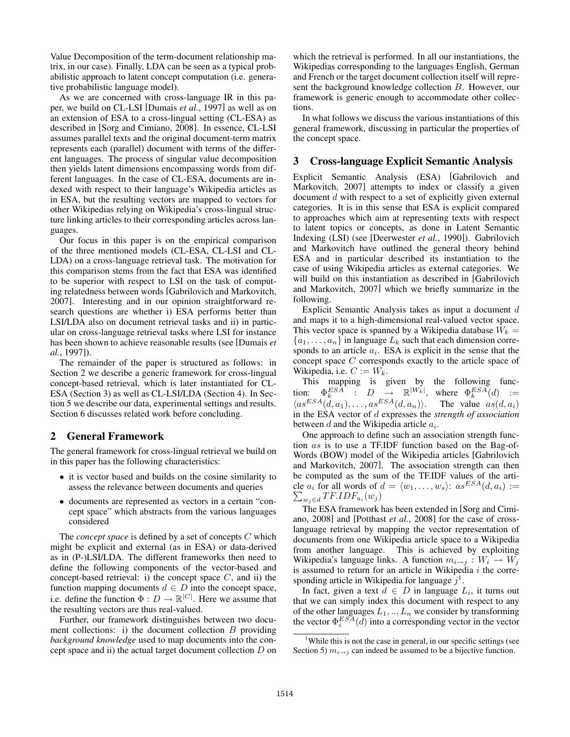Value Decomposition of the term-document relationship matrix, in our case). Finally, LDA can be seen as a typical probabilistic approach to latent concept computation (i.e. generative probabilistic language model).

As we are concerned with cross-language IR in this paper, we build on CL-LSI [Dumais *et al.*, 1997] as well as on an extension of ESA to a cross-lingual setting (CL-ESA) as described in [Sorg and Cimiano, 2008]. In essence, CL-LSI assumes parallel texts and the original document-term matrix represents each (parallel) document with terms of the different languages. The process of singular value decomposition then yields latent dimensions encompassing words from different languages. In the case of CL-ESA, documents are indexed with respect to their language's Wikipedia articles as in ESA, but the resulting vectors are mapped to vectors for other Wikipedias relying on Wikipedia's cross-lingual structure linking articles to their corresponding articles across languages.

Our focus in this paper is on the empirical comparison of the three mentioned models (CL-ESA, CL-LSI and CL-LDA) on a cross-language retrieval task. The motivation for this comparison stems from the fact that ESA was identified to be superior with respect to LSI on the task of computing relatedness between words [Gabrilovich and Markovitch, 2007]. Interesting and in our opinion straightforward research questions are whether i) ESA performs better than LSI/LDA also on document retrieval tasks and ii) in particular on cross-language retrieval tasks where LSI for instance has been shown to achieve reasonable results (see [Dumais *et al.*, 1997]).

The remainder of the paper is structured as follows: in Section 2 we describe a generic framework for cross-lingual concept-based retrieval, which is later instantiated for CL-ESA (Section 3) as well as CL-LSI/LDA (Section 4). In Section 5 we describe our data, experimental settings and results. Section 6 discusses related work before concluding.

## 2 General Framework

The general framework for cross-lingual retrieval we build on in this paper has the following characteristics:

- it is vector based and builds on the cosine similarity to assess the relevance between documents and queries
- documents are represented as vectors in a certain "concept space" which abstracts from the various languages considered

The *concept space* is defined by a set of concepts $C$ which might be explicit and external (as in ESA) or data-derived as in (P-)LSI/LDA. The different frameworks then need to define the following components of the vector-based and concept-based retrieval: i) the concept space $C$, and ii) the function mapping documents $d \in D$ into the concept space, i.e. define the function $\Phi : D \to \mathbb{R}^{|C|}$. Here we assume that the resulting vectors are thus real-valued.

Further, our framework distinguishes between two document collections: i) the document collection $B$ providing *background knowledge* used to map documents into the concept space and ii) the actual target document collection $D$ on which the retrieval is performed. In all our instantiations, the Wikipedias corresponding to the languages English, German and French or the target document collection itself will represent the background knowledge collection $B$. However, our framework is generic enough to accommodate other collections.

In what follows we discuss the various instantiations of this general framework, discussing in particular the properties of the concept space.

## 3 Cross-language Explicit Semantic Analysis

Explicit Semantic Analysis (ESA) [Gabrilovich and Markovitch, 2007] attempts to index or classify a given document $d$ with respect to a set of explicitly given external categories. It is in this sense that ESA is explicit compared to approaches which aim at representing texts with respect to latent topics or concepts, as done in Latent Semantic Indexing (LSI) (see [Deerwester *et al.*, 1990]). Gabrilovich and Markovitch have outlined the general theory behind ESA and in particular described its instantiation to the case of using Wikipedia articles as external categories. We will build on this instantiation as described in [Gabrilovich and Markovitch, 2007] which we briefly summarize in the following.

Explicit Semantic Analysis takes as input a document $d$ and maps it to a high-dimensional real-valued vector space. This vector space is spanned by a Wikipedia database $W_k = \{a_1, \ldots, a_n\}$ in language $L_k$ such that each dimension corresponds to an article $a_i$. ESA is explicit in the sense that the concept space $C$ corresponds exactly to the article space of Wikipedia, i.e. $C := W_k$.

This mapping is given by the following function: $\Phi_k^{ESA} : D \to \mathbb{R}^{|W_k|}$, where $\Phi_k^{ESA}(d) := \langle as^{ESA}(d, a_1), \ldots, as^{ESA}(d, a_n) \rangle$. The value $as(d, a_i)$ in the ESA vector of $d$ expresses the *strength of association* between $d$ and the Wikipedia article $a_i$.

One approach to define such an association strength function $as$ is to use a TF.IDF function based on the Bag-of-Words (BOW) model of the Wikipedia articles [Gabrilovich and Markovitch, 2007]. The association strength can then be computed as the sum of the TF.IDF values of the article $a_i$ for all words of $d = \langle w_1, \ldots, w_s \rangle$: $as^{ESA}(d, a_i) := \sum_{w_j \in d} TF.IDF_{a_i}(w_j)$

The ESA framework has been extended in [Sorg and Cimiano, 2008] and [Potthast *et al.*, 2008] for the case of cross-language retrieval by mapping the vector representation of documents from one Wikipedia article space to a Wikipedia from another language. This is achieved by exploiting Wikipedia's language links. A function $m_{i \to j} : W_i \to W_j$ is assumed to return for an article in Wikipedia $i$ the corresponding article in Wikipedia for language $j$[1].

In fact, given a text $d \in D$ in language $L_i$, it turns out that we can simply index this document with respect to any of the other languages $L_1, .., L_n$ we consider by transforming the vector $\Phi_i^{ESA}(d)$ into a corresponding vector in the vector

[1]While this is not the case in general, in our specific settings (see Section 5) $m_{i \to j}$ can indeed be assumed to be a bijective function.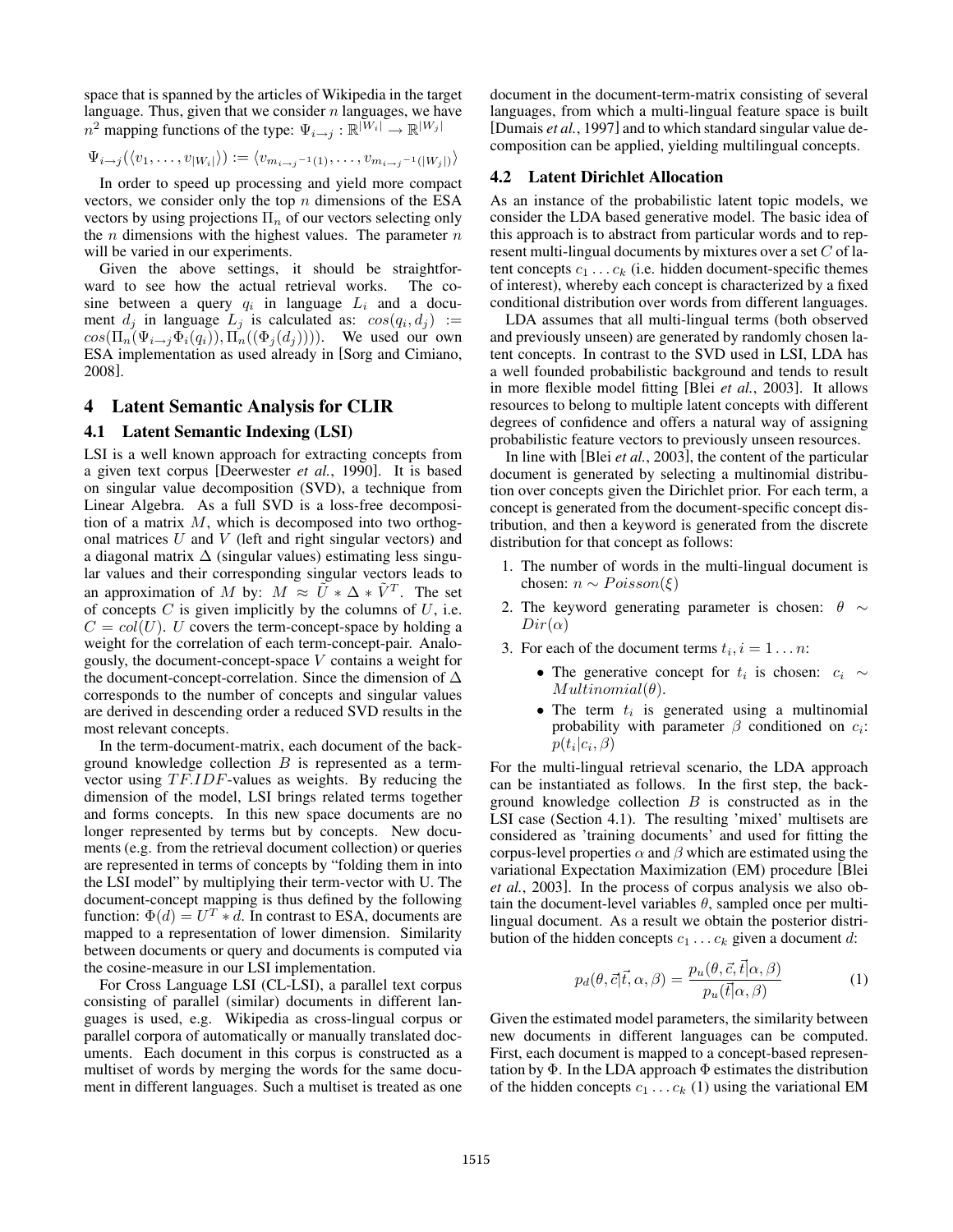space that is spanned by the articles of Wikipedia in the target language. Thus, given that we consider $n$ languages, we have $n^2$ mapping functions of the type: $\Psi_{i \to j} : \mathbb{R}^{|W_i|} \to \mathbb{R}^{|W_j|}$

$$\Psi_{i \to j}(\langle v_1, \ldots, v_{|W_i|} \rangle) := \langle v_{m_{i \to j}{}^{-1}(1)}, \ldots, v_{m_{i \to j}{}^{-1}(|W_j|)} \rangle$$

In order to speed up processing and yield more compact vectors, we consider only the top $n$ dimensions of the ESA vectors by using projections $\Pi_n$ of our vectors selecting only the $n$ dimensions with the highest values. The parameter $n$ will be varied in our experiments.

Given the above settings, it should be straightforward to see how the actual retrieval works. The cosine between a query $q_i$ in language $L_i$ and a document $d_j$ in language $L_j$ is calculated as: $cos(q_i, d_j) := cos(\Pi_n(\Psi_{i \to j}\Phi_i(q_i)), \Pi_n((\Phi_j(d_j))))$. We used our own ESA implementation as used already in [Sorg and Cimiano, 2008].

## 4 Latent Semantic Analysis for CLIR

### 4.1 Latent Semantic Indexing (LSI)

LSI is a well known approach for extracting concepts from a given text corpus [Deerwester *et al.*, 1990]. It is based on singular value decomposition (SVD), a technique from Linear Algebra. As a full SVD is a loss-free decomposition of a matrix $M$, which is decomposed into two orthogonal matrices $U$ and $V$ (left and right singular vectors) and a diagonal matrix $\Delta$ (singular values) estimating less singular values and their corresponding singular vectors leads to an approximation of $M$ by: $M \approx \tilde{U} * \Delta * \tilde{V}^T$. The set of concepts $C$ is given implicitly by the columns of $U$, i.e. $C = col(U)$. $U$ covers the term-concept-space by holding a weight for the correlation of each term-concept-pair. Analogously, the document-concept-space $V$ contains a weight for the document-concept-correlation. Since the dimension of $\Delta$ corresponds to the number of concepts and singular values are derived in descending order a reduced SVD results in the most relevant concepts.

In the term-document-matrix, each document of the background knowledge collection $B$ is represented as a term-vector using $TF.IDF$-values as weights. By reducing the dimension of the model, LSI brings related terms together and forms concepts. In this new space documents are no longer represented by terms but by concepts. New documents (e.g. from the retrieval document collection) or queries are represented in terms of concepts by "folding them in into the LSI model" by multiplying their term-vector with U. The document-concept mapping is thus defined by the following function: $\Phi(d) = U^T * d$. In contrast to ESA, documents are mapped to a representation of lower dimension. Similarity between documents or query and documents is computed via the cosine-measure in our LSI implementation.

For Cross Language LSI (CL-LSI), a parallel text corpus consisting of parallel (similar) documents in different languages is used, e.g. Wikipedia as cross-lingual corpus or parallel corpora of automatically or manually translated documents. Each document in this corpus is constructed as a multiset of words by merging the words for the same document in different languages. Such a multiset is treated as one document in the document-term-matrix consisting of several languages, from which a multi-lingual feature space is built [Dumais *et al.*, 1997] and to which standard singular value decomposition can be applied, yielding multilingual concepts.

### 4.2 Latent Dirichlet Allocation

As an instance of the probabilistic latent topic models, we consider the LDA based generative model. The basic idea of this approach is to abstract from particular words and to represent multi-lingual documents by mixtures over a set $C$ of latent concepts $c_1 \ldots c_k$ (i.e. hidden document-specific themes of interest), whereby each concept is characterized by a fixed conditional distribution over words from different languages.

LDA assumes that all multi-lingual terms (both observed and previously unseen) are generated by randomly chosen latent concepts. In contrast to the SVD used in LSI, LDA has a well founded probabilistic background and tends to result in more flexible model fitting [Blei *et al.*, 2003]. It allows resources to belong to multiple latent concepts with different degrees of confidence and offers a natural way of assigning probabilistic feature vectors to previously unseen resources.

In line with [Blei *et al.*, 2003], the content of the particular document is generated by selecting a multinomial distribution over concepts given the Dirichlet prior. For each term, a concept is generated from the document-specific concept distribution, and then a keyword is generated from the discrete distribution for that concept as follows:

1. The number of words in the multi-lingual document is chosen: $n \sim Poisson(\xi)$
2. The keyword generating parameter is chosen: $\theta \sim Dir(\alpha)$
3. For each of the document terms $t_i, i = 1 \ldots n$:
   - The generative concept for $t_i$ is chosen: $c_i \sim Multinomial(\theta)$.
   - The term $t_i$ is generated using a multinomial probability with parameter $\beta$ conditioned on $c_i$: $p(t_i|c_i, \beta)$

For the multi-lingual retrieval scenario, the LDA approach can be instantiated as follows. In the first step, the background knowledge collection $B$ is constructed as in the LSI case (Section 4.1). The resulting 'mixed' multisets are considered as 'training documents' and used for fitting the corpus-level properties $\alpha$ and $\beta$ which are estimated using the variational Expectation Maximization (EM) procedure [Blei *et al.*, 2003]. In the process of corpus analysis we also obtain the document-level variables $\theta$, sampled once per multilingual document. As a result we obtain the posterior distribution of the hidden concepts $c_1 \ldots c_k$ given a document $d$:

$$p_d(\theta, \vec{c}|\vec{t}, \alpha, \beta) = \frac{p_u(\theta, \vec{c}, \vec{t}|\alpha, \beta)}{p_u(\vec{t}|\alpha, \beta)} \quad (1)$$

Given the estimated model parameters, the similarity between new documents in different languages can be computed. First, each document is mapped to a concept-based representation by $\Phi$. In the LDA approach $\Phi$ estimates the distribution of the hidden concepts $c_1 \ldots c_k$ (1) using the variational EM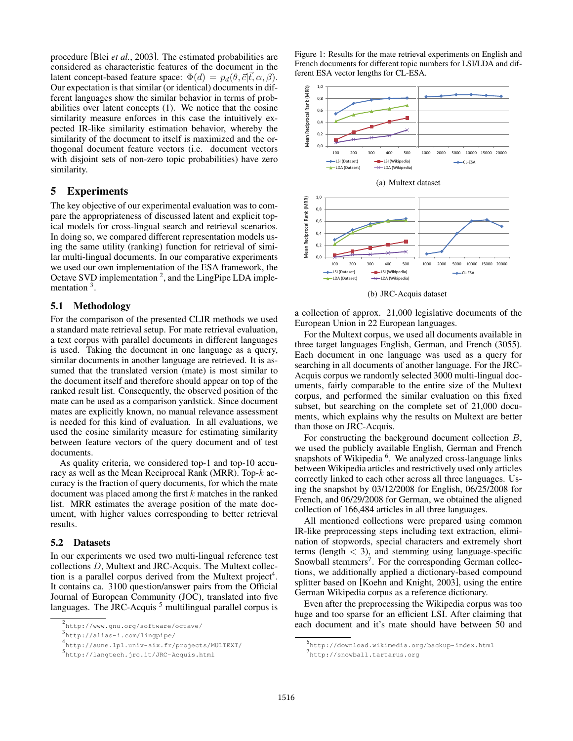procedure [Blei *et al.*, 2003]. The estimated probabilities are considered as characteristic features of the document in the latent concept-based feature space: $\Phi(d) = p_d(\theta, \vec{c}|\vec{t}, \alpha, \beta)$. Our expectation is that similar (or identical) documents in different languages show the similar behavior in terms of probabilities over latent concepts (1). We notice that the cosine similarity measure enforces in this case the intuitively expected IR-like similarity estimation behavior, whereby the similarity of the document to itself is maximized and the orthogonal document feature vectors (i.e. document vectors with disjoint sets of non-zero topic probabilities) have zero similarity.

## 5 Experiments

The key objective of our experimental evaluation was to compare the appropriateness of discussed latent and explicit topical models for cross-lingual search and retrieval scenarios. In doing so, we compared different representation models using the same utility (ranking) function for retrieval of similar multi-lingual documents. In our comparative experiments we used our own implementation of the ESA framework, the Octave SVD implementation [2], and the LingPipe LDA implementation [3].

### 5.1 Methodology

For the comparison of the presented CLIR methods we used a standard mate retrieval setup. For mate retrieval evaluation, a text corpus with parallel documents in different languages is used. Taking the document in one language as a query, similar documents in another language are retrieved. It is assumed that the translated version (mate) is most similar to the document itself and therefore should appear on top of the ranked result list. Consequently, the observed position of the mate can be used as a comparison yardstick. Since document mates are explicitly known, no manual relevance assessment is needed for this kind of evaluation. In all evaluations, we used the cosine similarity measure for estimating similarity between feature vectors of the query document and of test documents.

As quality criteria, we considered top-1 and top-10 accuracy as well as the Mean Reciprocal Rank (MRR). Top-$k$ accuracy is the fraction of query documents, for which the mate document was placed among the first $k$ matches in the ranked list. MRR estimates the average position of the mate document, with higher values corresponding to better retrieval results.

### 5.2 Datasets

In our experiments we used two multi-lingual reference test collections $D$, Multext and JRC-Acquis. The Multext collection is a parallel corpus derived from the Multext project[4]. It contains ca. 3100 question/answer pairs from the Official Journal of European Community (JOC), translated into five languages. The JRC-Acquis [5] multilingual parallel corpus is a collection of approx. 21,000 legislative documents of the European Union in 22 European languages.

Figure 1: Results for the mate retrieval experiments on English and French documents for different topic numbers for LSI/LDA and different ESA vector lengths for CL-ESA.

(a) Multext dataset

(b) JRC-Acquis dataset

For the Multext corpus, we used all documents available in three target languages English, German, and French (3055). Each document in one language was used as a query for searching in all documents of another language. For the JRC-Acquis corpus we randomly selected 3000 multi-lingual documents, fairly comparable to the entire size of the Multext corpus, and performed the similar evaluation on this fixed subset, but searching on the complete set of 21,000 documents, which explains why the results on Multext are better than those on JRC-Acquis.

For constructing the background document collection $B$, we used the publicly available English, German and French snapshots of Wikipedia [6]. We analyzed cross-language links between Wikipedia articles and restrictively used only articles correctly linked to each other across all three languages. Using the snapshot by 03/12/2008 for English, 06/25/2008 for French, and 06/29/2008 for German, we obtained the aligned collection of 166,484 articles in all three languages.

All mentioned collections were prepared using common IR-like preprocessing steps including text extraction, elimination of stopwords, special characters and extremely short terms (length $< 3$), and stemming using language-specific Snowball stemmers[7]. For the corresponding German collections, we additionally applied a dictionary-based compound splitter based on [Koehn and Knight, 2003], using the entire German Wikipedia corpus as a reference dictionary.

Even after the preprocessing the Wikipedia corpus was too huge and too sparse for an efficient LSI. After claiming that each document and it's mate should have between 50 and

[2] http://www.gnu.org/software/octave/

[3] http://alias-i.com/lingpipe/

[4] http://aune.lpl.univ-aix.fr/projects/MULTEXT/

[5] http://langtech.jrc.it/JRC-Acquis.html

[6] http://download.wikimedia.org/backup-index.html

[7] http://snowball.tartarus.org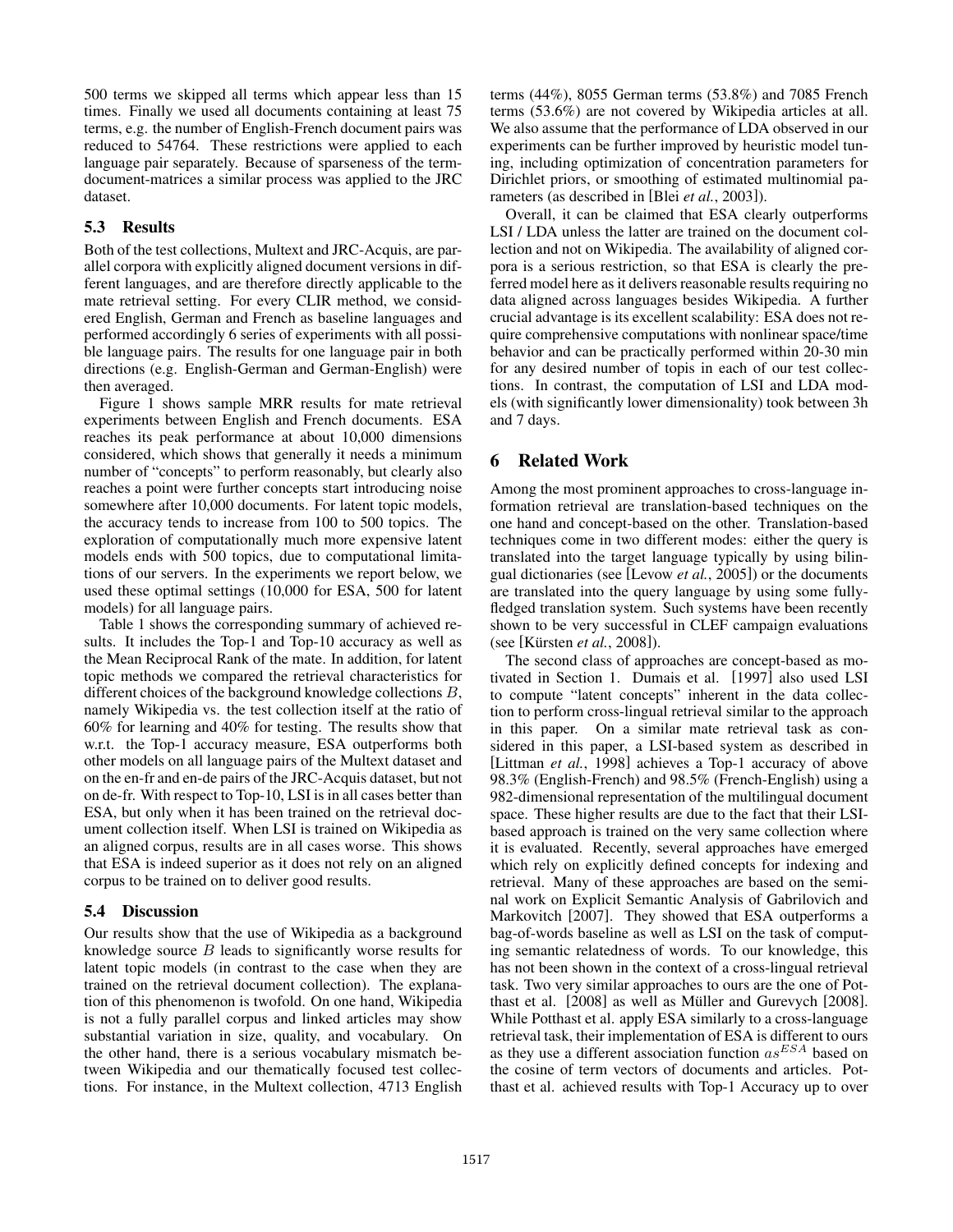500 terms we skipped all terms which appear less than 15 times. Finally we used all documents containing at least 75 terms, e.g. the number of English-French document pairs was reduced to 54764. These restrictions were applied to each language pair separately. Because of sparseness of the term-document-matrices a similar process was applied to the JRC dataset.

### 5.3 Results

Both of the test collections, Multext and JRC-Acquis, are parallel corpora with explicitly aligned document versions in different languages, and are therefore directly applicable to the mate retrieval setting. For every CLIR method, we considered English, German and French as baseline languages and performed accordingly 6 series of experiments with all possible language pairs. The results for one language pair in both directions (e.g. English-German and German-English) were then averaged.

Figure 1 shows sample MRR results for mate retrieval experiments between English and French documents. ESA reaches its peak performance at about 10,000 dimensions considered, which shows that generally it needs a minimum number of "concepts" to perform reasonably, but clearly also reaches a point were further concepts start introducing noise somewhere after 10,000 documents. For latent topic models, the accuracy tends to increase from 100 to 500 topics. The exploration of computationally much more expensive latent models ends with 500 topics, due to computational limitations of our servers. In the experiments we report below, we used these optimal settings (10,000 for ESA, 500 for latent models) for all language pairs.

Table 1 shows the corresponding summary of achieved results. It includes the Top-1 and Top-10 accuracy as well as the Mean Reciprocal Rank of the mate. In addition, for latent topic methods we compared the retrieval characteristics for different choices of the background knowledge collections $B$, namely Wikipedia vs. the test collection itself at the ratio of 60% for learning and 40% for testing. The results show that w.r.t. the Top-1 accuracy measure, ESA outperforms both other models on all language pairs of the Multext dataset and on the en-fr and en-de pairs of the JRC-Acquis dataset, but not on de-fr. With respect to Top-10, LSI is in all cases better than ESA, but only when it has been trained on the retrieval document collection itself. When LSI is trained on Wikipedia as an aligned corpus, results are in all cases worse. This shows that ESA is indeed superior as it does not rely on an aligned corpus to be trained on to deliver good results.

### 5.4 Discussion

Our results show that the use of Wikipedia as a background knowledge source $B$ leads to significantly worse results for latent topic models (in contrast to the case when they are trained on the retrieval document collection). The explanation of this phenomenon is twofold. On one hand, Wikipedia is not a fully parallel corpus and linked articles may show substantial variation in size, quality, and vocabulary. On the other hand, there is a serious vocabulary mismatch between Wikipedia and our thematically focused test collections. For instance, in the Multext collection, 4713 English terms (44%), 8055 German terms (53.8%) and 7085 French terms (53.6%) are not covered by Wikipedia articles at all. We also assume that the performance of LDA observed in our experiments can be further improved by heuristic model tuning, including optimization of concentration parameters for Dirichlet priors, or smoothing of estimated multinomial parameters (as described in [Blei *et al.*, 2003]).

Overall, it can be claimed that ESA clearly outperforms LSI / LDA unless the latter are trained on the document collection and not on Wikipedia. The availability of aligned corpora is a serious restriction, so that ESA is clearly the preferred model here as it delivers reasonable results requiring no data aligned across languages besides Wikipedia. A further crucial advantage is its excellent scalability: ESA does not require comprehensive computations with nonlinear space/time behavior and can be practically performed within 20-30 min for any desired number of topis in each of our test collections. In contrast, the computation of LSI and LDA models (with significantly lower dimensionality) took between 3h and 7 days.

## 6 Related Work

Among the most prominent approaches to cross-language information retrieval are translation-based techniques on the one hand and concept-based on the other. Translation-based techniques come in two different modes: either the query is translated into the target language typically by using bilingual dictionaries (see [Levow *et al.*, 2005]) or the documents are translated into the query language by using some fully-fledged translation system. Such systems have been recently shown to be very successful in CLEF campaign evaluations (see [Kürsten *et al.*, 2008]).

The second class of approaches are concept-based as motivated in Section 1. Dumais et al. [1997] also used LSI to compute "latent concepts" inherent in the data collection to perform cross-lingual retrieval similar to the approach in this paper. On a similar mate retrieval task as considered in this paper, a LSI-based system as described in [Littman *et al.*, 1998] achieves a Top-1 accuracy of above 98.3% (English-French) and 98.5% (French-English) using a 982-dimensional representation of the multilingual document space. These higher results are due to the fact that their LSI-based approach is trained on the very same collection where it is evaluated. Recently, several approaches have emerged which rely on explicitly defined concepts for indexing and retrieval. Many of these approaches are based on the seminal work on Explicit Semantic Analysis of Gabrilovich and Markovitch [2007]. They showed that ESA outperforms a bag-of-words baseline as well as LSI on the task of computing semantic relatedness of words. To our knowledge, this has not been shown in the context of a cross-lingual retrieval task. Two very similar approaches to ours are the one of Potthast et al. [2008] as well as Müller and Gurevych [2008]. While Potthast et al. apply ESA similarly to a cross-language retrieval task, their implementation of ESA is different to ours as they use a different association function $as^{ESA}$ based on the cosine of term vectors of documents and articles. Potthast et al. achieved results with Top-1 Accuracy up to over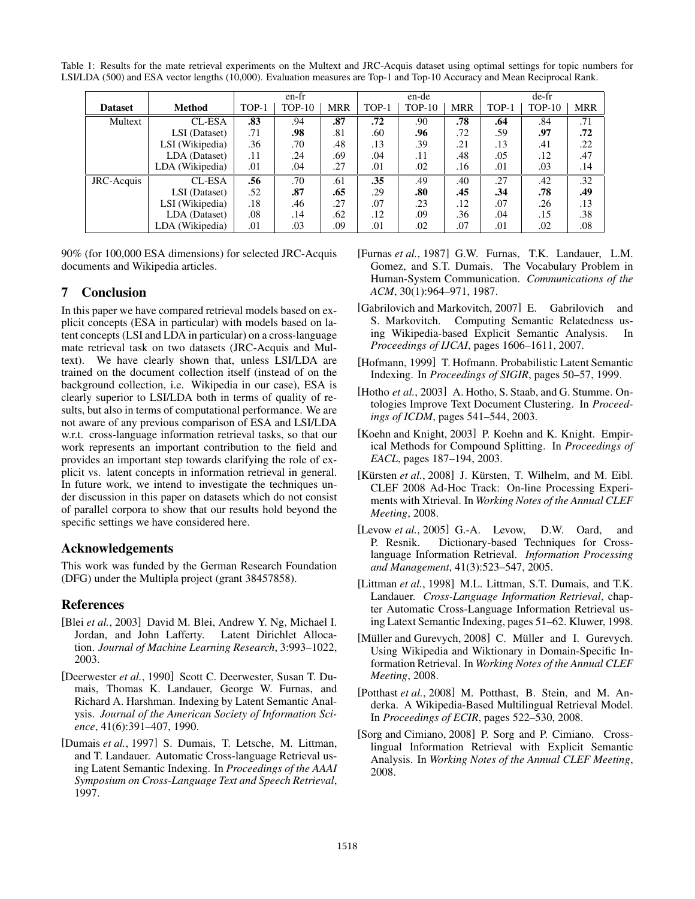Table 1: Results for the mate retrieval experiments on the Multext and JRC-Acquis dataset using optimal settings for topic numbers for LSI/LDA (500) and ESA vector lengths (10,000). Evaluation measures are Top-1 and Top-10 Accuracy and Mean Reciprocal Rank.

| | | en-fr | | | en-de | | | de-fr | | |
|---|---|---|---|---|---|---|---|---|---|---|
| **Dataset** | **Method** | TOP-1 | TOP-10 | MRR | TOP-1 | TOP-10 | MRR | TOP-1 | TOP-10 | MRR |
| Multext | CL-ESA | **.83** | .94 | **.87** | **.72** | .90 | **.78** | **.64** | .84 | .71 |
| | LSI (Dataset) | .71 | **.98** | .81 | .60 | **.96** | .72 | .59 | **.97** | **.72** |
| | LSI (Wikipedia) | .36 | .70 | .48 | .13 | .39 | .21 | .13 | .41 | .22 |
| | LDA (Dataset) | .11 | .24 | .69 | .04 | .11 | .48 | .05 | .12 | .47 |
| | LDA (Wikipedia) | .01 | .04 | .27 | .01 | .02 | .16 | .01 | .03 | .14 |
| JRC-Acquis | CL-ESA | **.56** | .70 | .61 | **.35** | .49 | .40 | .27 | .42 | .32 |
| | LSI (Dataset) | .52 | **.87** | **.65** | .29 | **.80** | **.45** | **.34** | **.78** | **.49** |
| | LSI (Wikipedia) | .18 | .46 | .27 | .07 | .23 | .12 | .07 | .26 | .13 |
| | LDA (Dataset) | .08 | .14 | .62 | .12 | .09 | .36 | .04 | .15 | .38 |
| | LDA (Wikipedia) | .01 | .03 | .09 | .01 | .02 | .07 | .01 | .02 | .08 |

90% (for 100,000 ESA dimensions) for selected JRC-Acquis documents and Wikipedia articles.

## 7 Conclusion

In this paper we have compared retrieval models based on explicit concepts (ESA in particular) with models based on latent concepts (LSI and LDA in particular) on a cross-language mate retrieval task on two datasets (JRC-Acquis and Multext). We have clearly shown that, unless LSI/LDA are trained on the document collection itself (instead of on the background collection, i.e. Wikipedia in our case), ESA is clearly superior to LSI/LDA both in terms of quality of results, but also in terms of computational performance. We are not aware of any previous comparison of ESA and LSI/LDA w.r.t. cross-language information retrieval tasks, so that our work represents an important contribution to the field and provides an important step towards clarifying the role of explicit vs. latent concepts in information retrieval in general. In future work, we intend to investigate the techniques under discussion in this paper on datasets which do not consist of parallel corpora to show that our results hold beyond the specific settings we have considered here.

## Acknowledgements

This work was funded by the German Research Foundation (DFG) under the Multipla project (grant 38457858).

## References

[Blei *et al.*, 2003] David M. Blei, Andrew Y. Ng, Michael I. Jordan, and John Lafferty. Latent Dirichlet Allocation. *Journal of Machine Learning Research*, 3:993–1022, 2003.

[Deerwester *et al.*, 1990] Scott C. Deerwester, Susan T. Dumais, Thomas K. Landauer, George W. Furnas, and Richard A. Harshman. Indexing by Latent Semantic Analysis. *Journal of the American Society of Information Science*, 41(6):391–407, 1990.

[Dumais *et al.*, 1997] S. Dumais, T. Letsche, M. Littman, and T. Landauer. Automatic Cross-language Retrieval using Latent Semantic Indexing. In *Proceedings of the AAAI Symposium on Cross-Language Text and Speech Retrieval*, 1997.

[Furnas *et al.*, 1987] G.W. Furnas, T.K. Landauer, L.M. Gomez, and S.T. Dumais. The Vocabulary Problem in Human-System Communication. *Communications of the ACM*, 30(1):964–971, 1987.

[Gabrilovich and Markovitch, 2007] E. Gabrilovich and S. Markovitch. Computing Semantic Relatedness using Wikipedia-based Explicit Semantic Analysis. In *Proceedings of IJCAI*, pages 1606–1611, 2007.

[Hofmann, 1999] T. Hofmann. Probabilistic Latent Semantic Indexing. In *Proceedings of SIGIR*, pages 50–57, 1999.

[Hotho *et al.*, 2003] A. Hotho, S. Staab, and G. Stumme. Ontologies Improve Text Document Clustering. In *Proceedings of ICDM*, pages 541–544, 2003.

[Koehn and Knight, 2003] P. Koehn and K. Knight. Empirical Methods for Compound Splitting. In *Proceedings of EACL*, pages 187–194, 2003.

[Kürsten *et al.*, 2008] J. Kürsten, T. Wilhelm, and M. Eibl. CLEF 2008 Ad-Hoc Track: On-line Processing Experiments with Xtrieval. In *Working Notes of the Annual CLEF Meeting*, 2008.

[Levow *et al.*, 2005] G.-A. Levow, D.W. Oard, and P. Resnik. Dictionary-based Techniques for Cross-language Information Retrieval. *Information Processing and Management*, 41(3):523–547, 2005.

[Littman *et al.*, 1998] M.L. Littman, S.T. Dumais, and T.K. Landauer. *Cross-Language Information Retrieval*, chapter Automatic Cross-Language Information Retrieval using Latext Semantic Indexing, pages 51–62. Kluwer, 1998.

[Müller and Gurevych, 2008] C. Müller and I. Gurevych. Using Wikipedia and Wiktionary in Domain-Specific Information Retrieval. In *Working Notes of the Annual CLEF Meeting*, 2008.

[Potthast *et al.*, 2008] M. Potthast, B. Stein, and M. Anderka. A Wikipedia-Based Multilingual Retrieval Model. In *Proceedings of ECIR*, pages 522–530, 2008.

[Sorg and Cimiano, 2008] P. Sorg and P. Cimiano. Cross-lingual Information Retrieval with Explicit Semantic Analysis. In *Working Notes of the Annual CLEF Meeting*, 2008.